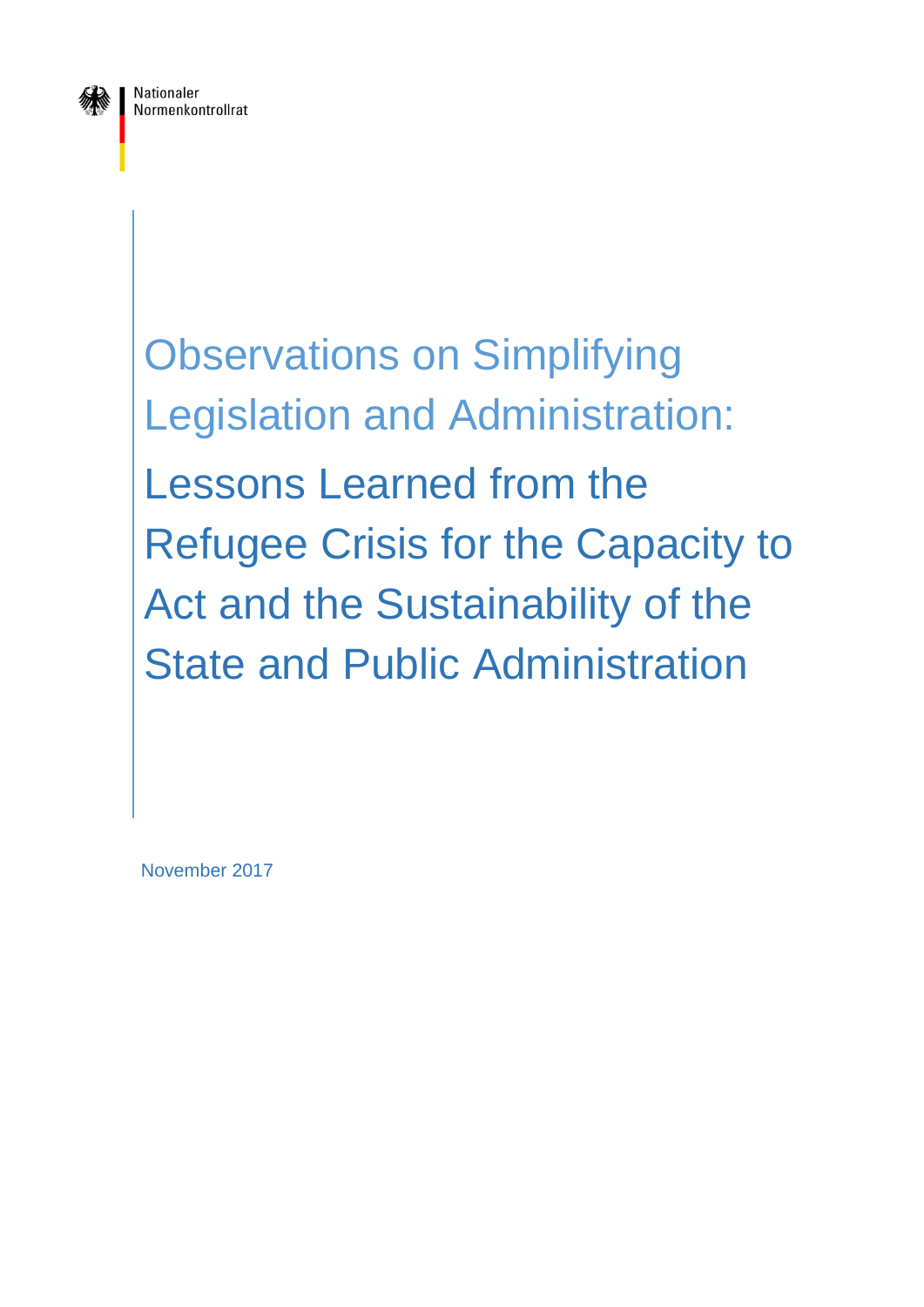Nationaler Normenkontrollrat

# Observations on Simplifying Legislation and Administration:

## Lessons Learned from the Refugee Crisis for the Capacity to Act and the Sustainability of the State and Public Administration

November 2017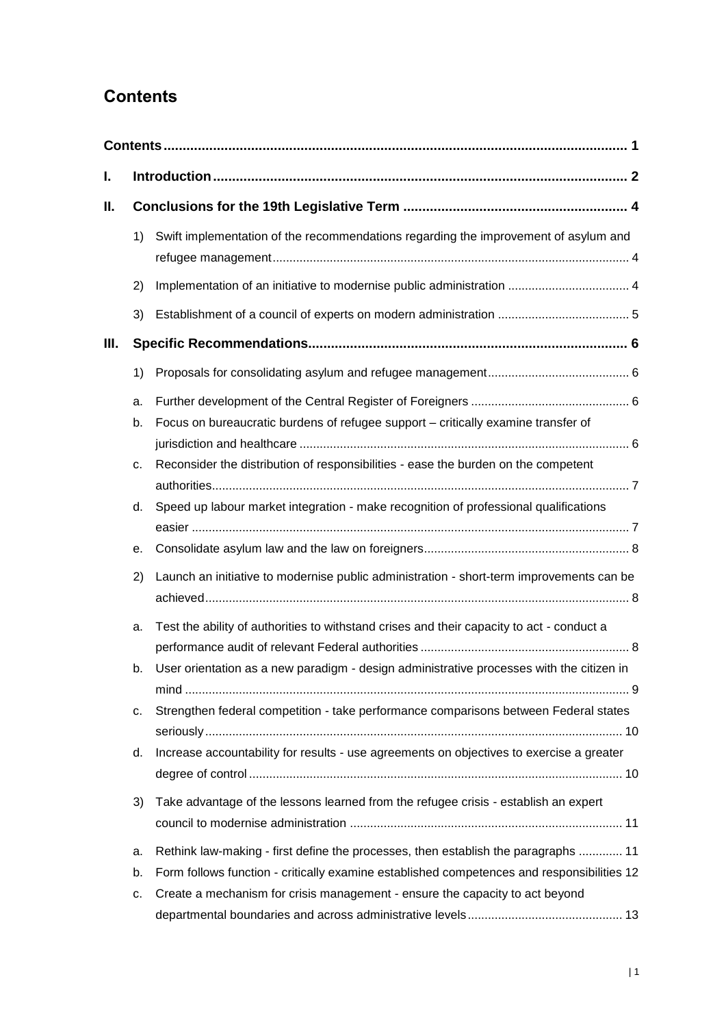## Contents

Contents ... 1

I. Introduction ... 2

II. Conclusions for the 19th Legislative Term ... 4

1) Swift implementation of the recommendations regarding the improvement of asylum and refugee management ... 4
2) Implementation of an initiative to modernise public administration ... 4
3) Establishment of a council of experts on modern administration ... 5

III. Specific Recommendations ... 6

1) Proposals for consolidating asylum and refugee management ... 6
   - a. Further development of the Central Register of Foreigners ... 6
   - b. Focus on bureaucratic burdens of refugee support – critically examine transfer of jurisdiction and healthcare ... 6
   - c. Reconsider the distribution of responsibilities - ease the burden on the competent authorities ... 7
   - d. Speed up labour market integration - make recognition of professional qualifications easier ... 7
   - e. Consolidate asylum law and the law on foreigners ... 8

2) Launch an initiative to modernise public administration - short-term improvements can be achieved ... 8
   - a. Test the ability of authorities to withstand crises and their capacity to act - conduct a performance audit of relevant Federal authorities ... 8
   - b. User orientation as a new paradigm - design administrative processes with the citizen in mind ... 9
   - c. Strengthen federal competition - take performance comparisons between Federal states seriously ... 10
   - d. Increase accountability for results - use agreements on objectives to exercise a greater degree of control ... 10

3) Take advantage of the lessons learned from the refugee crisis - establish an expert council to modernise administration ... 11
   - a. Rethink law-making - first define the processes, then establish the paragraphs ... 11
   - b. Form follows function - critically examine established competences and responsibilities 12
   - c. Create a mechanism for crisis management - ensure the capacity to act beyond departmental boundaries and across administrative levels ... 13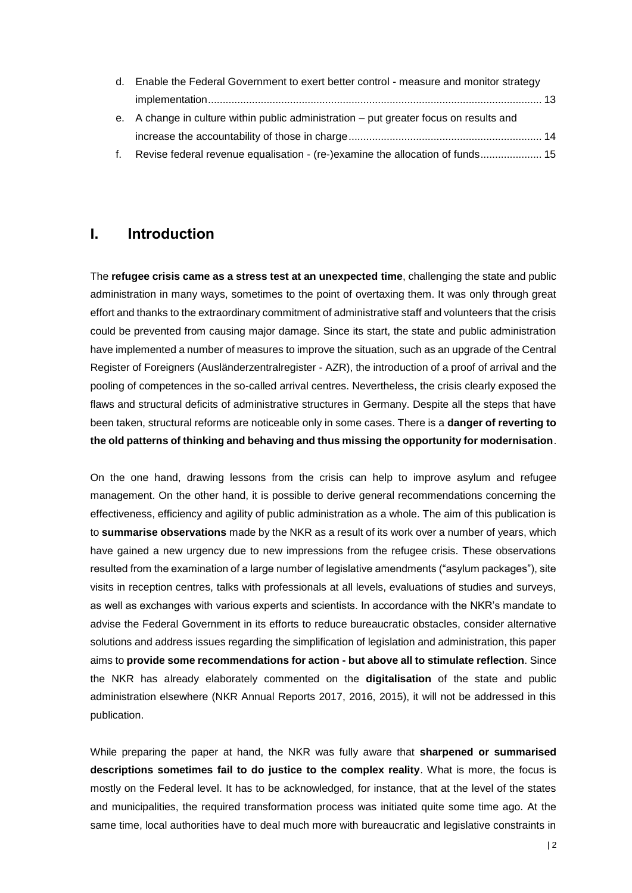d. Enable the Federal Government to exert better control - measure and monitor strategy implementation.................................................................................................................. 13

e. A change in culture within public administration – put greater focus on results and increase the accountability of those in charge.................................................................. 14

f. Revise federal revenue equalisation - (re-)examine the allocation of funds..................... 15

# I. Introduction

The **refugee crisis came as a stress test at an unexpected time**, challenging the state and public administration in many ways, sometimes to the point of overtaxing them. It was only through great effort and thanks to the extraordinary commitment of administrative staff and volunteers that the crisis could be prevented from causing major damage. Since its start, the state and public administration have implemented a number of measures to improve the situation, such as an upgrade of the Central Register of Foreigners (Ausländerzentralregister - AZR), the introduction of a proof of arrival and the pooling of competences in the so-called arrival centres. Nevertheless, the crisis clearly exposed the flaws and structural deficits of administrative structures in Germany. Despite all the steps that have been taken, structural reforms are noticeable only in some cases. There is a **danger of reverting to the old patterns of thinking and behaving and thus missing the opportunity for modernisation**.

On the one hand, drawing lessons from the crisis can help to improve asylum and refugee management. On the other hand, it is possible to derive general recommendations concerning the effectiveness, efficiency and agility of public administration as a whole. The aim of this publication is to **summarise observations** made by the NKR as a result of its work over a number of years, which have gained a new urgency due to new impressions from the refugee crisis. These observations resulted from the examination of a large number of legislative amendments ("asylum packages"), site visits in reception centres, talks with professionals at all levels, evaluations of studies and surveys, as well as exchanges with various experts and scientists. In accordance with the NKR's mandate to advise the Federal Government in its efforts to reduce bureaucratic obstacles, consider alternative solutions and address issues regarding the simplification of legislation and administration, this paper aims to **provide some recommendations for action - but above all to stimulate reflection**. Since the NKR has already elaborately commented on the **digitalisation** of the state and public administration elsewhere (NKR Annual Reports 2017, 2016, 2015), it will not be addressed in this publication.

While preparing the paper at hand, the NKR was fully aware that **sharpened or summarised descriptions sometimes fail to do justice to the complex reality**. What is more, the focus is mostly on the Federal level. It has to be acknowledged, for instance, that at the level of the states and municipalities, the required transformation process was initiated quite some time ago. At the same time, local authorities have to deal much more with bureaucratic and legislative constraints in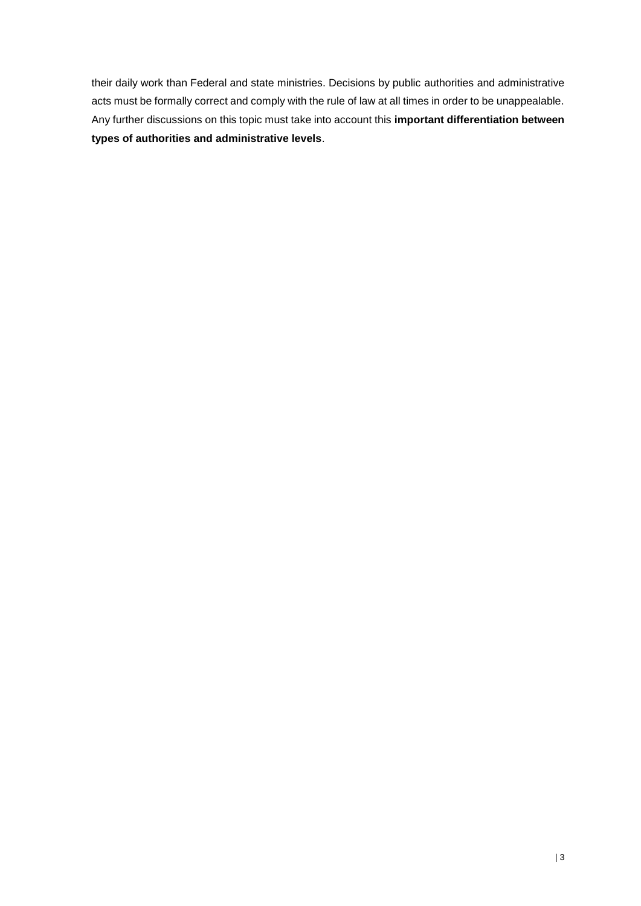their daily work than Federal and state ministries. Decisions by public authorities and administrative acts must be formally correct and comply with the rule of law at all times in order to be unappealable. Any further discussions on this topic must take into account this **important differentiation between types of authorities and administrative levels**.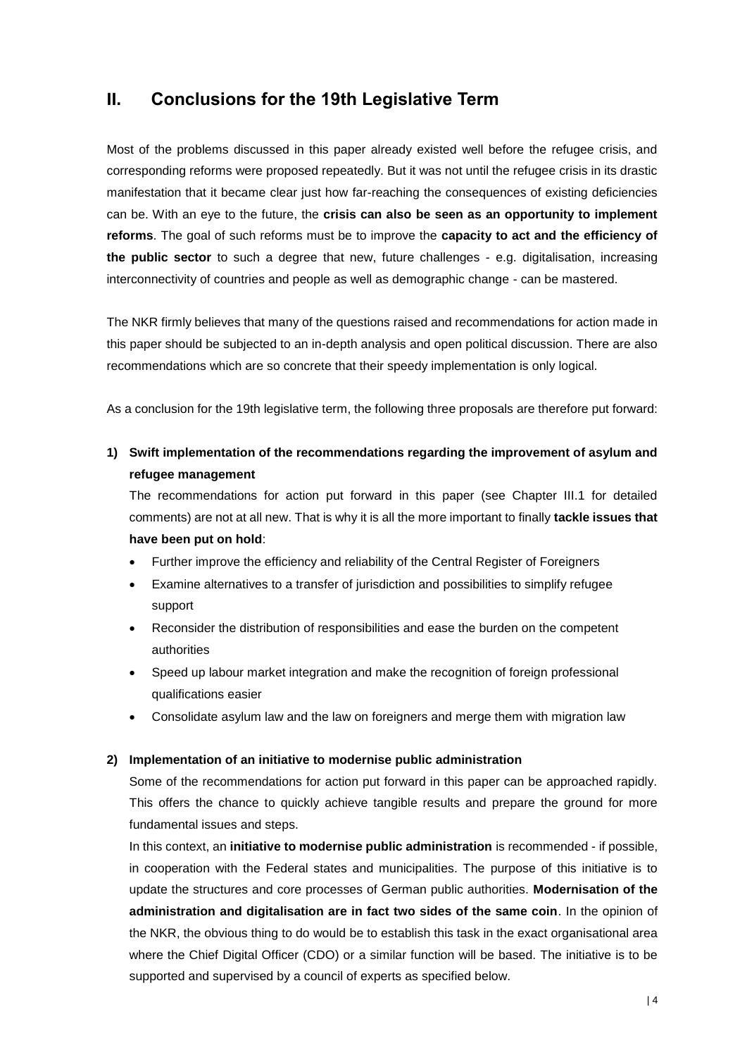## II. Conclusions for the 19th Legislative Term

Most of the problems discussed in this paper already existed well before the refugee crisis, and corresponding reforms were proposed repeatedly. But it was not until the refugee crisis in its drastic manifestation that it became clear just how far-reaching the consequences of existing deficiencies can be. With an eye to the future, the **crisis can also be seen as an opportunity to implement reforms**. The goal of such reforms must be to improve the **capacity to act and the efficiency of the public sector** to such a degree that new, future challenges - e.g. digitalisation, increasing interconnectivity of countries and people as well as demographic change - can be mastered.

The NKR firmly believes that many of the questions raised and recommendations for action made in this paper should be subjected to an in-depth analysis and open political discussion. There are also recommendations which are so concrete that their speedy implementation is only logical.

As a conclusion for the 19th legislative term, the following three proposals are therefore put forward:

1) **Swift implementation of the recommendations regarding the improvement of asylum and refugee management**

   The recommendations for action put forward in this paper (see Chapter III.1 for detailed comments) are not at all new. That is why it is all the more important to finally **tackle issues that have been put on hold**:

   - Further improve the efficiency and reliability of the Central Register of Foreigners
   - Examine alternatives to a transfer of jurisdiction and possibilities to simplify refugee support
   - Reconsider the distribution of responsibilities and ease the burden on the competent authorities
   - Speed up labour market integration and make the recognition of foreign professional qualifications easier
   - Consolidate asylum law and the law on foreigners and merge them with migration law

2) **Implementation of an initiative to modernise public administration**

   Some of the recommendations for action put forward in this paper can be approached rapidly. This offers the chance to quickly achieve tangible results and prepare the ground for more fundamental issues and steps.

   In this context, an **initiative to modernise public administration** is recommended - if possible, in cooperation with the Federal states and municipalities. The purpose of this initiative is to update the structures and core processes of German public authorities. **Modernisation of the administration and digitalisation are in fact two sides of the same coin**. In the opinion of the NKR, the obvious thing to do would be to establish this task in the exact organisational area where the Chief Digital Officer (CDO) or a similar function will be based. The initiative is to be supported and supervised by a council of experts as specified below.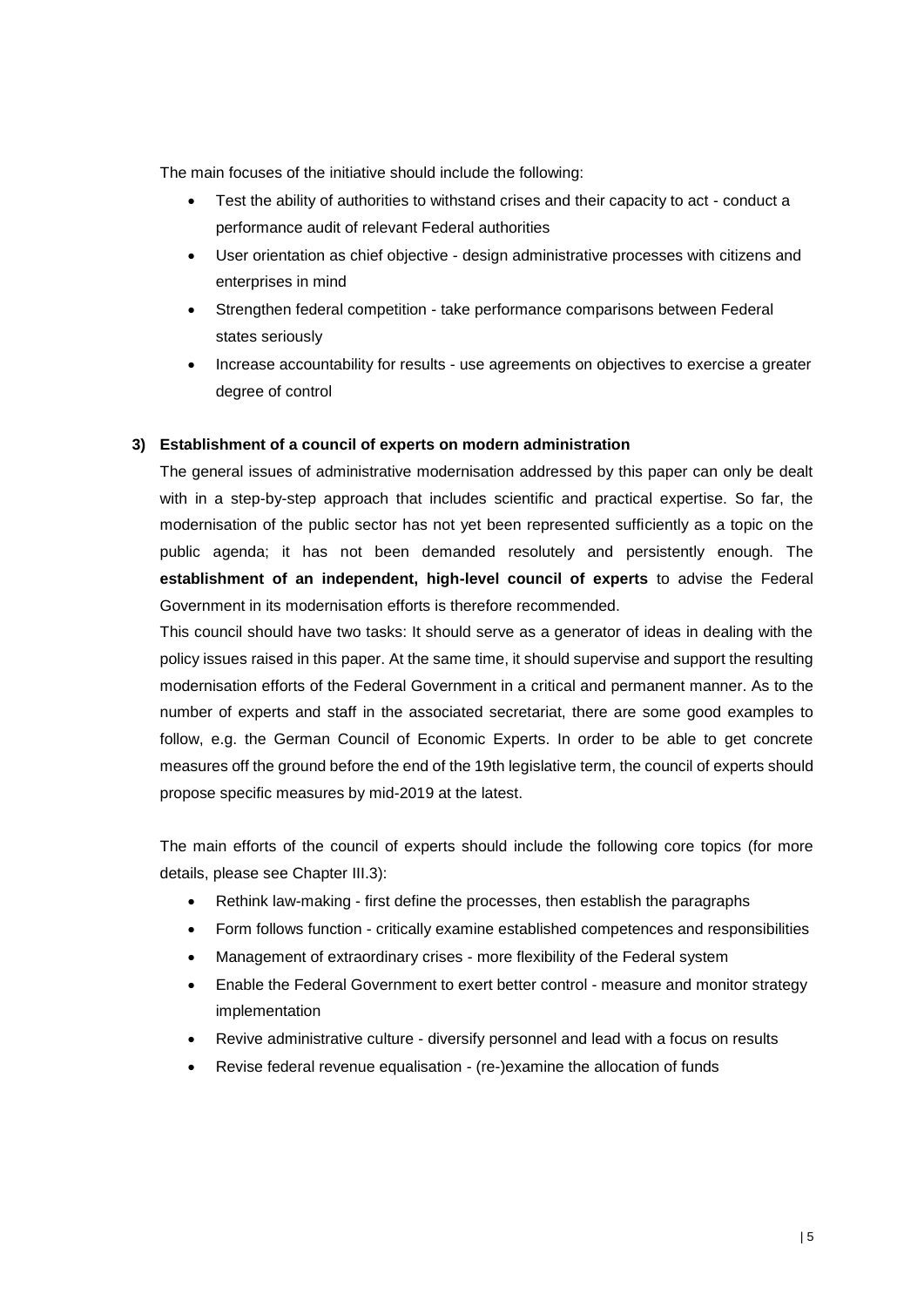The main focuses of the initiative should include the following:

- Test the ability of authorities to withstand crises and their capacity to act - conduct a performance audit of relevant Federal authorities
- User orientation as chief objective - design administrative processes with citizens and enterprises in mind
- Strengthen federal competition - take performance comparisons between Federal states seriously
- Increase accountability for results - use agreements on objectives to exercise a greater degree of control

**3) Establishment of a council of experts on modern administration**

The general issues of administrative modernisation addressed by this paper can only be dealt with in a step-by-step approach that includes scientific and practical expertise. So far, the modernisation of the public sector has not yet been represented sufficiently as a topic on the public agenda; it has not been demanded resolutely and persistently enough. The **establishment of an independent, high-level council of experts** to advise the Federal Government in its modernisation efforts is therefore recommended.

This council should have two tasks: It should serve as a generator of ideas in dealing with the policy issues raised in this paper. At the same time, it should supervise and support the resulting modernisation efforts of the Federal Government in a critical and permanent manner. As to the number of experts and staff in the associated secretariat, there are some good examples to follow, e.g. the German Council of Economic Experts. In order to be able to get concrete measures off the ground before the end of the 19th legislative term, the council of experts should propose specific measures by mid-2019 at the latest.

The main efforts of the council of experts should include the following core topics (for more details, please see Chapter III.3):

- Rethink law-making - first define the processes, then establish the paragraphs
- Form follows function - critically examine established competences and responsibilities
- Management of extraordinary crises - more flexibility of the Federal system
- Enable the Federal Government to exert better control - measure and monitor strategy implementation
- Revive administrative culture - diversify personnel and lead with a focus on results
- Revise federal revenue equalisation - (re-)examine the allocation of funds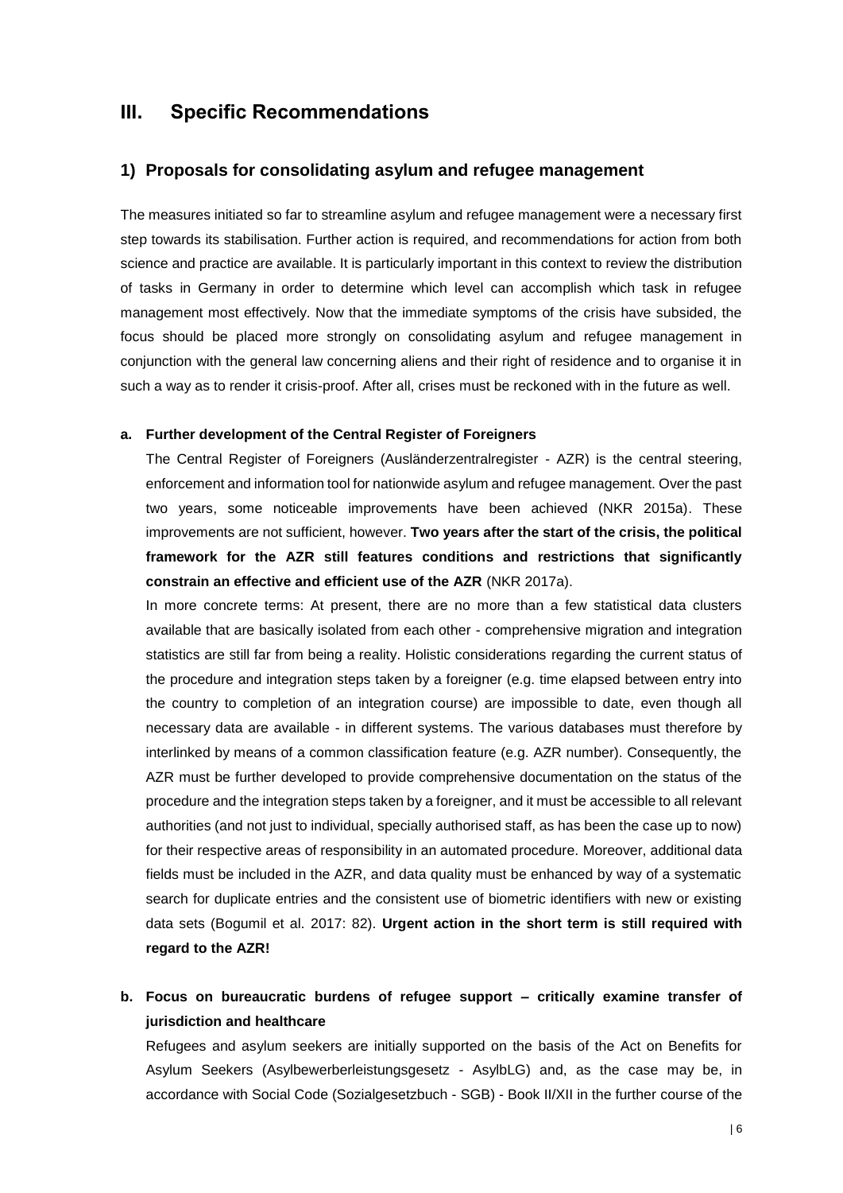## III. Specific Recommendations

### 1) Proposals for consolidating asylum and refugee management

The measures initiated so far to streamline asylum and refugee management were a necessary first step towards its stabilisation. Further action is required, and recommendations for action from both science and practice are available. It is particularly important in this context to review the distribution of tasks in Germany in order to determine which level can accomplish which task in refugee management most effectively. Now that the immediate symptoms of the crisis have subsided, the focus should be placed more strongly on consolidating asylum and refugee management in conjunction with the general law concerning aliens and their right of residence and to organise it in such a way as to render it crisis-proof. After all, crises must be reckoned with in the future as well.

#### a. Further development of the Central Register of Foreigners

The Central Register of Foreigners (Ausländerzentralregister - AZR) is the central steering, enforcement and information tool for nationwide asylum and refugee management. Over the past two years, some noticeable improvements have been achieved (NKR 2015a). These improvements are not sufficient, however. **Two years after the start of the crisis, the political framework for the AZR still features conditions and restrictions that significantly constrain an effective and efficient use of the AZR** (NKR 2017a).

In more concrete terms: At present, there are no more than a few statistical data clusters available that are basically isolated from each other - comprehensive migration and integration statistics are still far from being a reality. Holistic considerations regarding the current status of the procedure and integration steps taken by a foreigner (e.g. time elapsed between entry into the country to completion of an integration course) are impossible to date, even though all necessary data are available - in different systems. The various databases must therefore by interlinked by means of a common classification feature (e.g. AZR number). Consequently, the AZR must be further developed to provide comprehensive documentation on the status of the procedure and the integration steps taken by a foreigner, and it must be accessible to all relevant authorities (and not just to individual, specially authorised staff, as has been the case up to now) for their respective areas of responsibility in an automated procedure. Moreover, additional data fields must be included in the AZR, and data quality must be enhanced by way of a systematic search for duplicate entries and the consistent use of biometric identifiers with new or existing data sets (Bogumil et al. 2017: 82). **Urgent action in the short term is still required with regard to the AZR!**

#### b. Focus on bureaucratic burdens of refugee support – critically examine transfer of jurisdiction and healthcare

Refugees and asylum seekers are initially supported on the basis of the Act on Benefits for Asylum Seekers (Asylbewerberleistungsgesetz - AsylbLG) and, as the case may be, in accordance with Social Code (Sozialgesetzbuch - SGB) - Book II/XII in the further course of the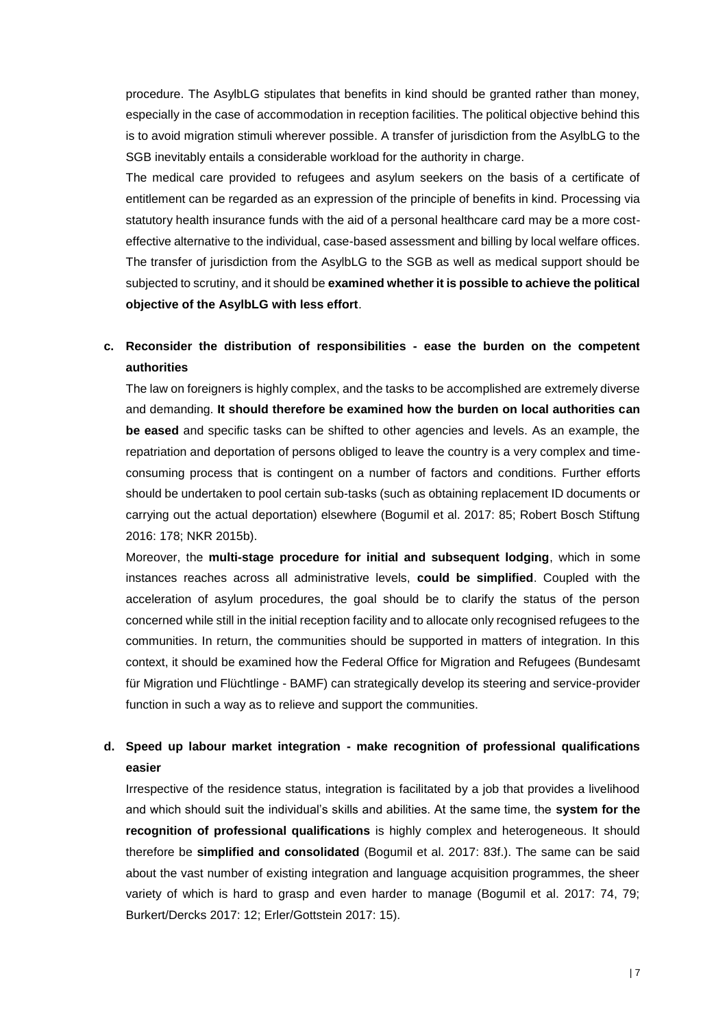procedure. The AsylbLG stipulates that benefits in kind should be granted rather than money, especially in the case of accommodation in reception facilities. The political objective behind this is to avoid migration stimuli wherever possible. A transfer of jurisdiction from the AsylbLG to the SGB inevitably entails a considerable workload for the authority in charge.

The medical care provided to refugees and asylum seekers on the basis of a certificate of entitlement can be regarded as an expression of the principle of benefits in kind. Processing via statutory health insurance funds with the aid of a personal healthcare card may be a more cost-effective alternative to the individual, case-based assessment and billing by local welfare offices. The transfer of jurisdiction from the AsylbLG to the SGB as well as medical support should be subjected to scrutiny, and it should be **examined whether it is possible to achieve the political objective of the AsylbLG with less effort**.

### c. Reconsider the distribution of responsibilities - ease the burden on the competent authorities

The law on foreigners is highly complex, and the tasks to be accomplished are extremely diverse and demanding. **It should therefore be examined how the burden on local authorities can be eased** and specific tasks can be shifted to other agencies and levels. As an example, the repatriation and deportation of persons obliged to leave the country is a very complex and time-consuming process that is contingent on a number of factors and conditions. Further efforts should be undertaken to pool certain sub-tasks (such as obtaining replacement ID documents or carrying out the actual deportation) elsewhere (Bogumil et al. 2017: 85; Robert Bosch Stiftung 2016: 178; NKR 2015b).

Moreover, the **multi-stage procedure for initial and subsequent lodging**, which in some instances reaches across all administrative levels, **could be simplified**. Coupled with the acceleration of asylum procedures, the goal should be to clarify the status of the person concerned while still in the initial reception facility and to allocate only recognised refugees to the communities. In return, the communities should be supported in matters of integration. In this context, it should be examined how the Federal Office for Migration and Refugees (Bundesamt für Migration und Flüchtlinge - BAMF) can strategically develop its steering and service-provider function in such a way as to relieve and support the communities.

### d. Speed up labour market integration - make recognition of professional qualifications easier

Irrespective of the residence status, integration is facilitated by a job that provides a livelihood and which should suit the individual's skills and abilities. At the same time, the **system for the recognition of professional qualifications** is highly complex and heterogeneous. It should therefore be **simplified and consolidated** (Bogumil et al. 2017: 83f.). The same can be said about the vast number of existing integration and language acquisition programmes, the sheer variety of which is hard to grasp and even harder to manage (Bogumil et al. 2017: 74, 79; Burkert/Dercks 2017: 12; Erler/Gottstein 2017: 15).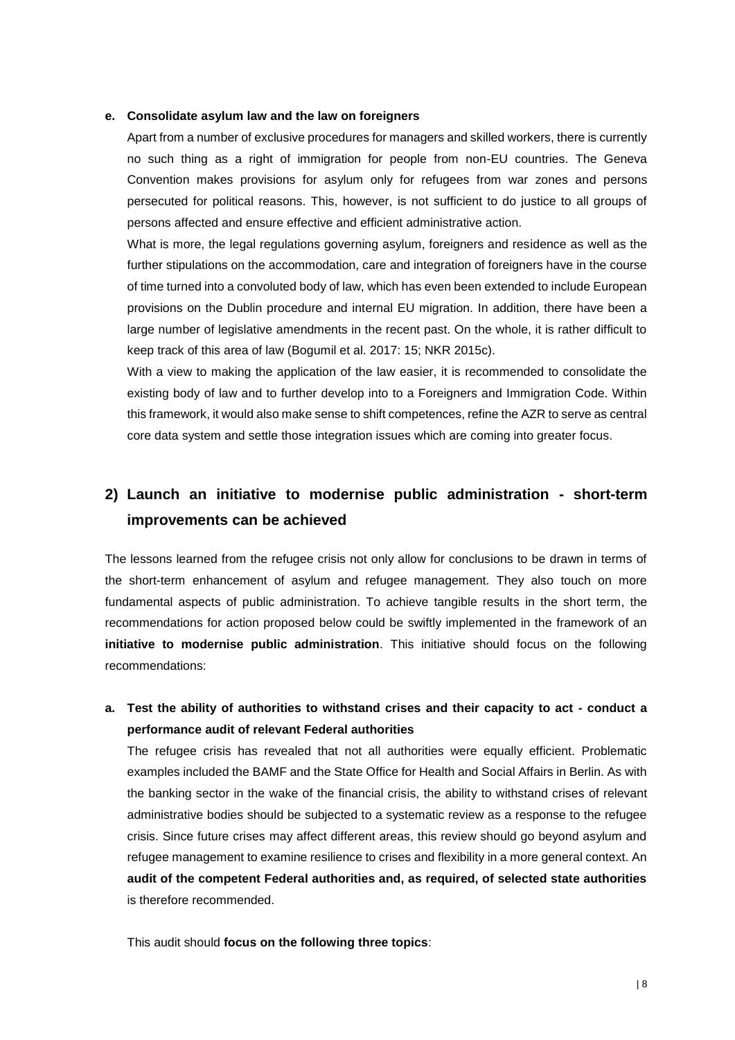#### e. Consolidate asylum law and the law on foreigners

Apart from a number of exclusive procedures for managers and skilled workers, there is currently no such thing as a right of immigration for people from non-EU countries. The Geneva Convention makes provisions for asylum only for refugees from war zones and persons persecuted for political reasons. This, however, is not sufficient to do justice to all groups of persons affected and ensure effective and efficient administrative action.

What is more, the legal regulations governing asylum, foreigners and residence as well as the further stipulations on the accommodation, care and integration of foreigners have in the course of time turned into a convoluted body of law, which has even been extended to include European provisions on the Dublin procedure and internal EU migration. In addition, there have been a large number of legislative amendments in the recent past. On the whole, it is rather difficult to keep track of this area of law (Bogumil et al. 2017: 15; NKR 2015c).

With a view to making the application of the law easier, it is recommended to consolidate the existing body of law and to further develop into to a Foreigners and Immigration Code. Within this framework, it would also make sense to shift competences, refine the AZR to serve as central core data system and settle those integration issues which are coming into greater focus.

## 2) Launch an initiative to modernise public administration - short-term improvements can be achieved

The lessons learned from the refugee crisis not only allow for conclusions to be drawn in terms of the short-term enhancement of asylum and refugee management. They also touch on more fundamental aspects of public administration. To achieve tangible results in the short term, the recommendations for action proposed below could be swiftly implemented in the framework of an **initiative to modernise public administration**. This initiative should focus on the following recommendations:

#### a. Test the ability of authorities to withstand crises and their capacity to act - conduct a performance audit of relevant Federal authorities

The refugee crisis has revealed that not all authorities were equally efficient. Problematic examples included the BAMF and the State Office for Health and Social Affairs in Berlin. As with the banking sector in the wake of the financial crisis, the ability to withstand crises of relevant administrative bodies should be subjected to a systematic review as a response to the refugee crisis. Since future crises may affect different areas, this review should go beyond asylum and refugee management to examine resilience to crises and flexibility in a more general context. An **audit of the competent Federal authorities and, as required, of selected state authorities** is therefore recommended.

This audit should **focus on the following three topics**: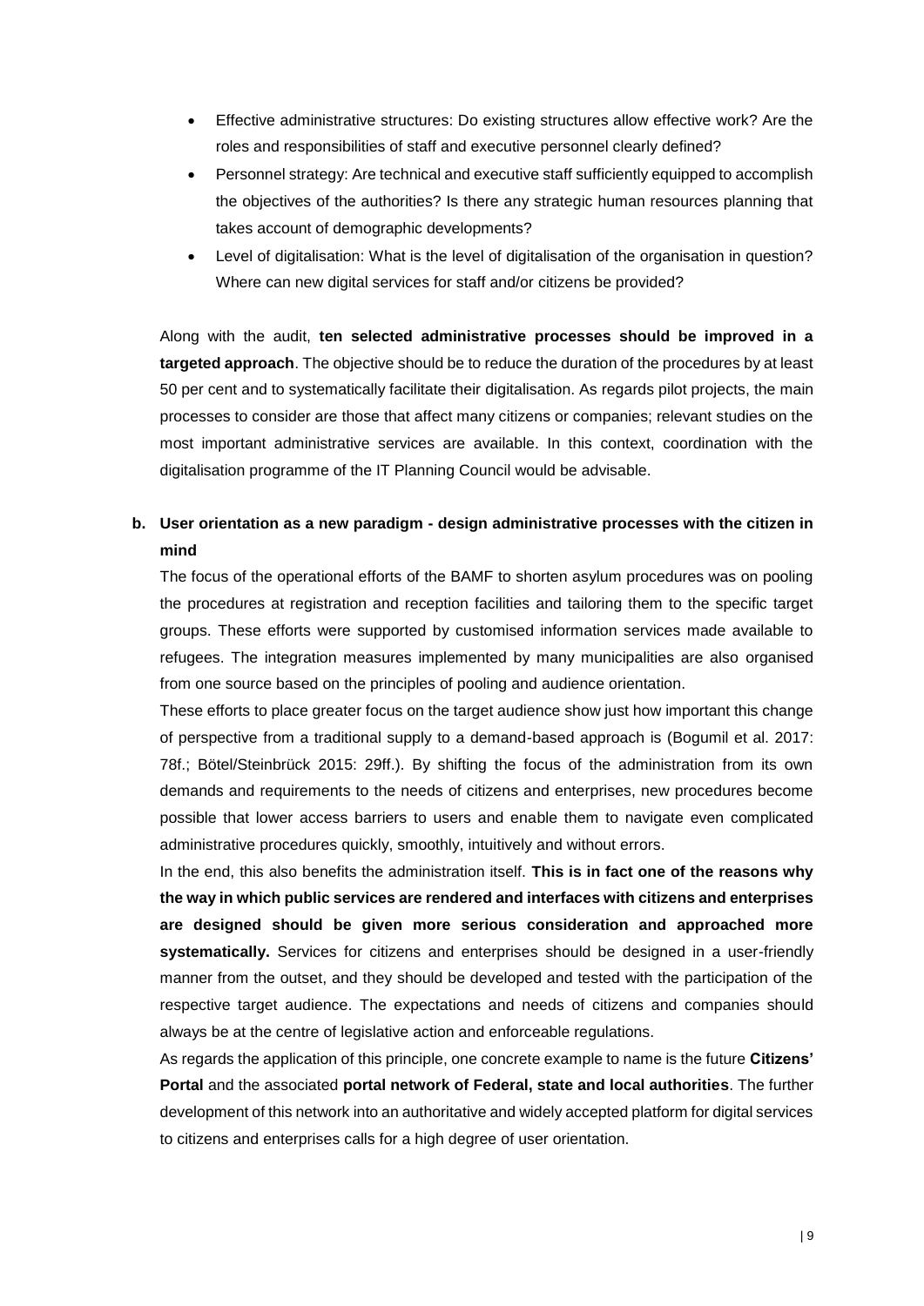- Effective administrative structures: Do existing structures allow effective work? Are the roles and responsibilities of staff and executive personnel clearly defined?
- Personnel strategy: Are technical and executive staff sufficiently equipped to accomplish the objectives of the authorities? Is there any strategic human resources planning that takes account of demographic developments?
- Level of digitalisation: What is the level of digitalisation of the organisation in question? Where can new digital services for staff and/or citizens be provided?

Along with the audit, **ten selected administrative processes should be improved in a targeted approach**. The objective should be to reduce the duration of the procedures by at least 50 per cent and to systematically facilitate their digitalisation. As regards pilot projects, the main processes to consider are those that affect many citizens or companies; relevant studies on the most important administrative services are available. In this context, coordination with the digitalisation programme of the IT Planning Council would be advisable.

**b. User orientation as a new paradigm - design administrative processes with the citizen in mind**

The focus of the operational efforts of the BAMF to shorten asylum procedures was on pooling the procedures at registration and reception facilities and tailoring them to the specific target groups. These efforts were supported by customised information services made available to refugees. The integration measures implemented by many municipalities are also organised from one source based on the principles of pooling and audience orientation.

These efforts to place greater focus on the target audience show just how important this change of perspective from a traditional supply to a demand-based approach is (Bogumil et al. 2017: 78f.; Bötel/Steinbrück 2015: 29ff.). By shifting the focus of the administration from its own demands and requirements to the needs of citizens and enterprises, new procedures become possible that lower access barriers to users and enable them to navigate even complicated administrative procedures quickly, smoothly, intuitively and without errors.

In the end, this also benefits the administration itself. **This is in fact one of the reasons why the way in which public services are rendered and interfaces with citizens and enterprises are designed should be given more serious consideration and approached more systematically.** Services for citizens and enterprises should be designed in a user-friendly manner from the outset, and they should be developed and tested with the participation of the respective target audience. The expectations and needs of citizens and companies should always be at the centre of legislative action and enforceable regulations.

As regards the application of this principle, one concrete example to name is the future **Citizens' Portal** and the associated **portal network of Federal, state and local authorities**. The further development of this network into an authoritative and widely accepted platform for digital services to citizens and enterprises calls for a high degree of user orientation.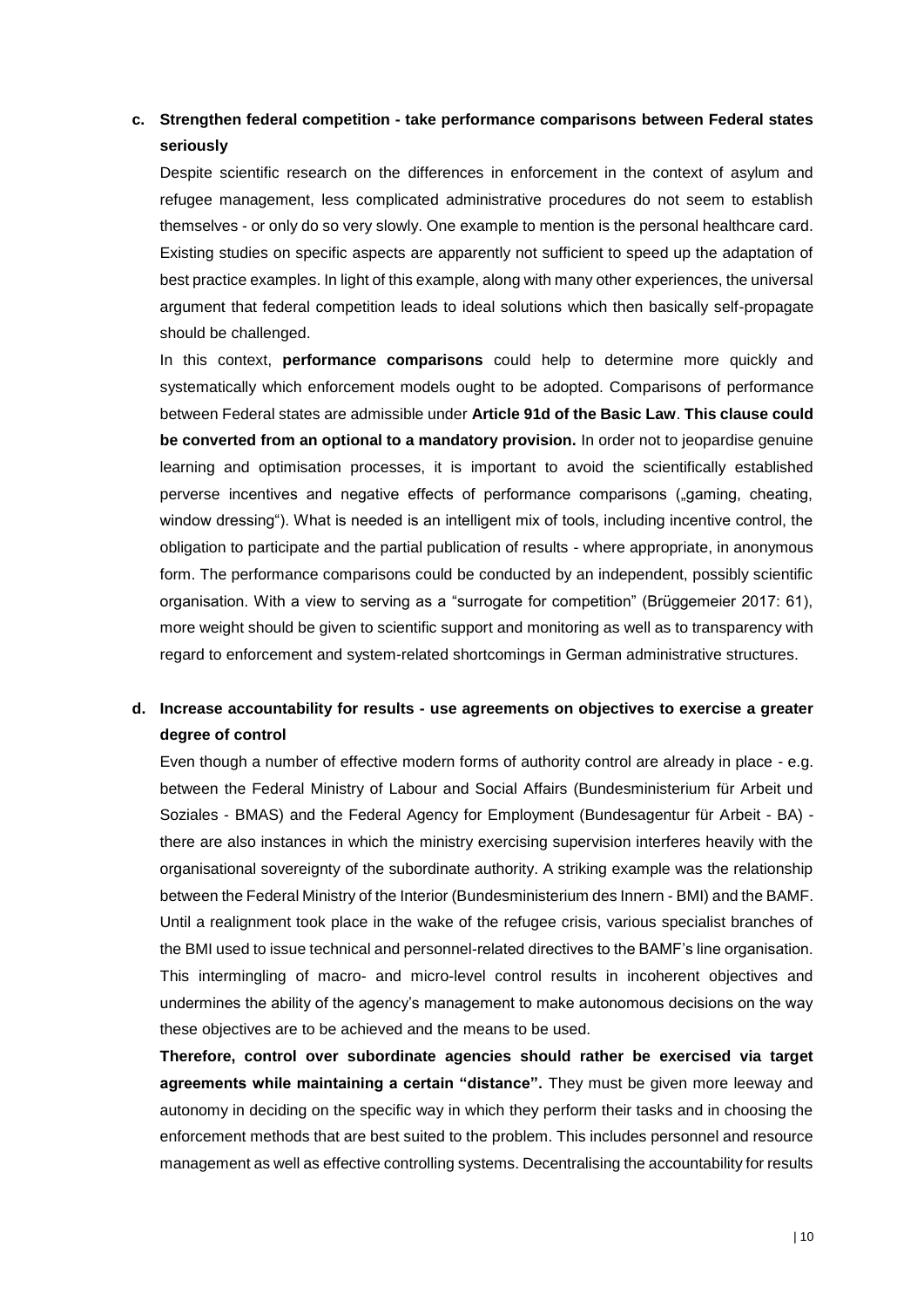**c. Strengthen federal competition - take performance comparisons between Federal states seriously**

Despite scientific research on the differences in enforcement in the context of asylum and refugee management, less complicated administrative procedures do not seem to establish themselves - or only do so very slowly. One example to mention is the personal healthcare card. Existing studies on specific aspects are apparently not sufficient to speed up the adaptation of best practice examples. In light of this example, along with many other experiences, the universal argument that federal competition leads to ideal solutions which then basically self-propagate should be challenged.

In this context, **performance comparisons** could help to determine more quickly and systematically which enforcement models ought to be adopted. Comparisons of performance between Federal states are admissible under **Article 91d of the Basic Law**. **This clause could be converted from an optional to a mandatory provision.** In order not to jeopardise genuine learning and optimisation processes, it is important to avoid the scientifically established perverse incentives and negative effects of performance comparisons („gaming, cheating, window dressing"). What is needed is an intelligent mix of tools, including incentive control, the obligation to participate and the partial publication of results - where appropriate, in anonymous form. The performance comparisons could be conducted by an independent, possibly scientific organisation. With a view to serving as a "surrogate for competition" (Brüggemeier 2017: 61), more weight should be given to scientific support and monitoring as well as to transparency with regard to enforcement and system-related shortcomings in German administrative structures.

**d. Increase accountability for results - use agreements on objectives to exercise a greater degree of control**

Even though a number of effective modern forms of authority control are already in place - e.g. between the Federal Ministry of Labour and Social Affairs (Bundesministerium für Arbeit und Soziales - BMAS) and the Federal Agency for Employment (Bundesagentur für Arbeit - BA) - there are also instances in which the ministry exercising supervision interferes heavily with the organisational sovereignty of the subordinate authority. A striking example was the relationship between the Federal Ministry of the Interior (Bundesministerium des Innern - BMI) and the BAMF. Until a realignment took place in the wake of the refugee crisis, various specialist branches of the BMI used to issue technical and personnel-related directives to the BAMF's line organisation. This intermingling of macro- and micro-level control results in incoherent objectives and undermines the ability of the agency's management to make autonomous decisions on the way these objectives are to be achieved and the means to be used.

**Therefore, control over subordinate agencies should rather be exercised via target agreements while maintaining a certain "distance".** They must be given more leeway and autonomy in deciding on the specific way in which they perform their tasks and in choosing the enforcement methods that are best suited to the problem. This includes personnel and resource management as well as effective controlling systems. Decentralising the accountability for results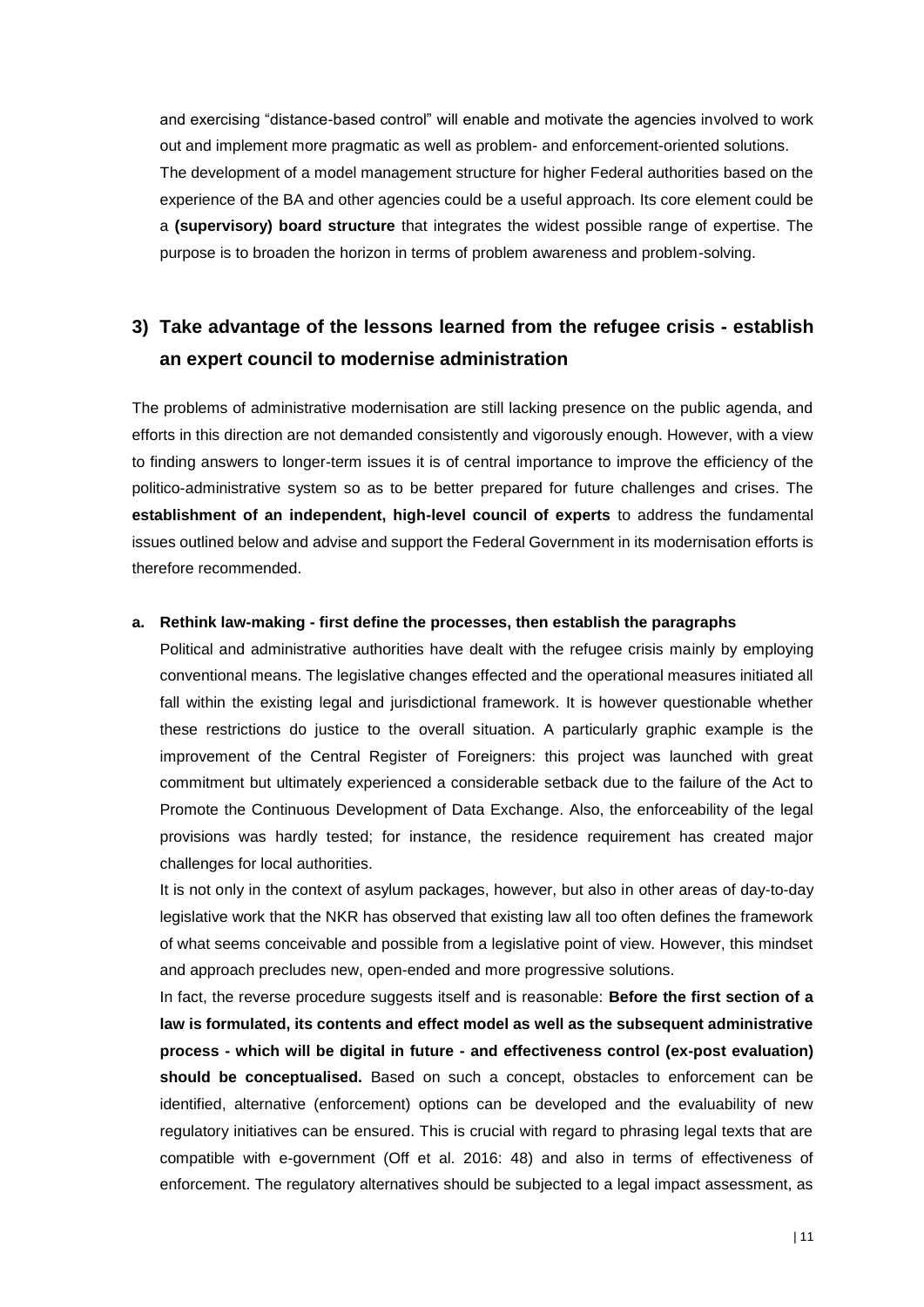and exercising "distance-based control" will enable and motivate the agencies involved to work out and implement more pragmatic as well as problem- and enforcement-oriented solutions.

The development of a model management structure for higher Federal authorities based on the experience of the BA and other agencies could be a useful approach. Its core element could be a **(supervisory) board structure** that integrates the widest possible range of expertise. The purpose is to broaden the horizon in terms of problem awareness and problem-solving.

## 3) Take advantage of the lessons learned from the refugee crisis - establish an expert council to modernise administration

The problems of administrative modernisation are still lacking presence on the public agenda, and efforts in this direction are not demanded consistently and vigorously enough. However, with a view to finding answers to longer-term issues it is of central importance to improve the efficiency of the politico-administrative system so as to be better prepared for future challenges and crises. The **establishment of an independent, high-level council of experts** to address the fundamental issues outlined below and advise and support the Federal Government in its modernisation efforts is therefore recommended.

**a. Rethink law-making - first define the processes, then establish the paragraphs**

Political and administrative authorities have dealt with the refugee crisis mainly by employing conventional means. The legislative changes effected and the operational measures initiated all fall within the existing legal and jurisdictional framework. It is however questionable whether these restrictions do justice to the overall situation. A particularly graphic example is the improvement of the Central Register of Foreigners: this project was launched with great commitment but ultimately experienced a considerable setback due to the failure of the Act to Promote the Continuous Development of Data Exchange. Also, the enforceability of the legal provisions was hardly tested; for instance, the residence requirement has created major challenges for local authorities.

It is not only in the context of asylum packages, however, but also in other areas of day-to-day legislative work that the NKR has observed that existing law all too often defines the framework of what seems conceivable and possible from a legislative point of view. However, this mindset and approach precludes new, open-ended and more progressive solutions.

In fact, the reverse procedure suggests itself and is reasonable: **Before the first section of a law is formulated, its contents and effect model as well as the subsequent administrative process - which will be digital in future - and effectiveness control (ex-post evaluation) should be conceptualised.** Based on such a concept, obstacles to enforcement can be identified, alternative (enforcement) options can be developed and the evaluability of new regulatory initiatives can be ensured. This is crucial with regard to phrasing legal texts that are compatible with e-government (Off et al. 2016: 48) and also in terms of effectiveness of enforcement. The regulatory alternatives should be subjected to a legal impact assessment, as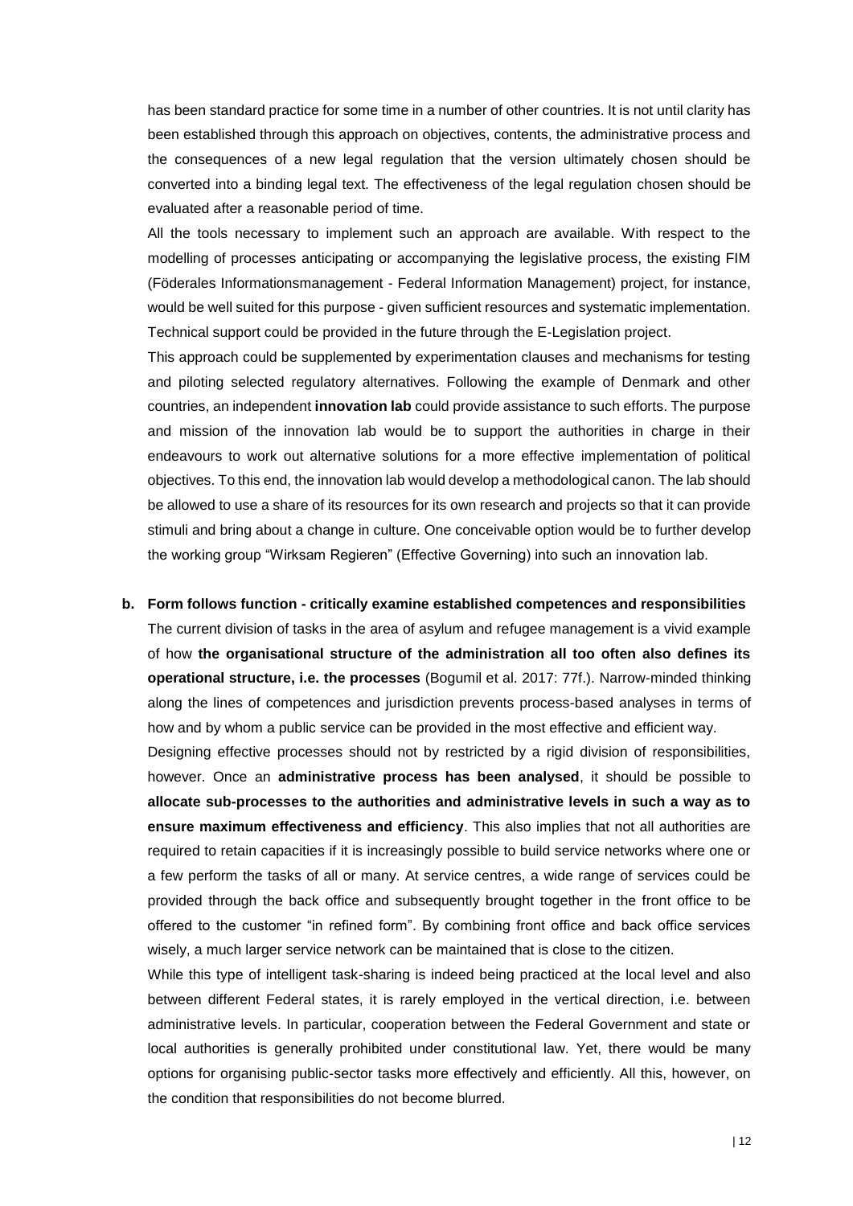has been standard practice for some time in a number of other countries. It is not until clarity has been established through this approach on objectives, contents, the administrative process and the consequences of a new legal regulation that the version ultimately chosen should be converted into a binding legal text. The effectiveness of the legal regulation chosen should be evaluated after a reasonable period of time.

All the tools necessary to implement such an approach are available. With respect to the modelling of processes anticipating or accompanying the legislative process, the existing FIM (Föderales Informationsmanagement - Federal Information Management) project, for instance, would be well suited for this purpose - given sufficient resources and systematic implementation. Technical support could be provided in the future through the E-Legislation project.

This approach could be supplemented by experimentation clauses and mechanisms for testing and piloting selected regulatory alternatives. Following the example of Denmark and other countries, an independent **innovation lab** could provide assistance to such efforts. The purpose and mission of the innovation lab would be to support the authorities in charge in their endeavours to work out alternative solutions for a more effective implementation of political objectives. To this end, the innovation lab would develop a methodological canon. The lab should be allowed to use a share of its resources for its own research and projects so that it can provide stimuli and bring about a change in culture. One conceivable option would be to further develop the working group "Wirksam Regieren" (Effective Governing) into such an innovation lab.

**b. Form follows function - critically examine established competences and responsibilities**

The current division of tasks in the area of asylum and refugee management is a vivid example of how **the organisational structure of the administration all too often also defines its operational structure, i.e. the processes** (Bogumil et al. 2017: 77f.). Narrow-minded thinking along the lines of competences and jurisdiction prevents process-based analyses in terms of how and by whom a public service can be provided in the most effective and efficient way.

Designing effective processes should not by restricted by a rigid division of responsibilities, however. Once an **administrative process has been analysed**, it should be possible to **allocate sub-processes to the authorities and administrative levels in such a way as to ensure maximum effectiveness and efficiency**. This also implies that not all authorities are required to retain capacities if it is increasingly possible to build service networks where one or a few perform the tasks of all or many. At service centres, a wide range of services could be provided through the back office and subsequently brought together in the front office to be offered to the customer "in refined form". By combining front office and back office services wisely, a much larger service network can be maintained that is close to the citizen.

While this type of intelligent task-sharing is indeed being practiced at the local level and also between different Federal states, it is rarely employed in the vertical direction, i.e. between administrative levels. In particular, cooperation between the Federal Government and state or local authorities is generally prohibited under constitutional law. Yet, there would be many options for organising public-sector tasks more effectively and efficiently. All this, however, on the condition that responsibilities do not become blurred.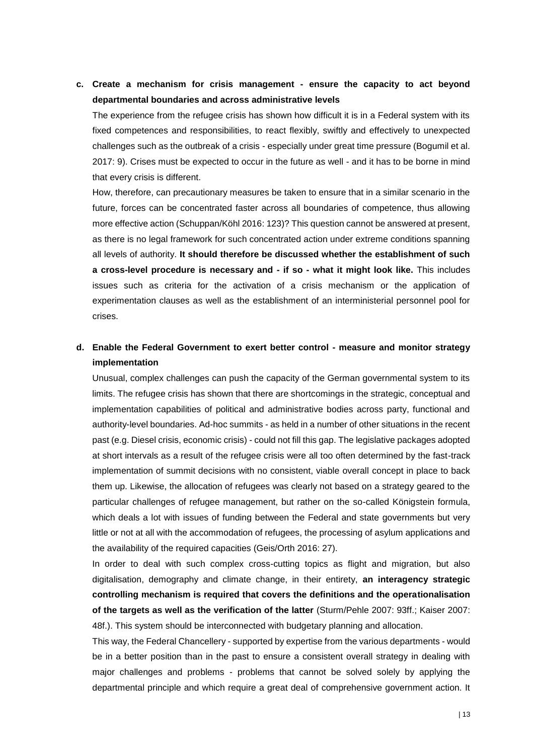**c. Create a mechanism for crisis management - ensure the capacity to act beyond departmental boundaries and across administrative levels**

The experience from the refugee crisis has shown how difficult it is in a Federal system with its fixed competences and responsibilities, to react flexibly, swiftly and effectively to unexpected challenges such as the outbreak of a crisis - especially under great time pressure (Bogumil et al. 2017: 9). Crises must be expected to occur in the future as well - and it has to be borne in mind that every crisis is different.

How, therefore, can precautionary measures be taken to ensure that in a similar scenario in the future, forces can be concentrated faster across all boundaries of competence, thus allowing more effective action (Schuppan/Köhl 2016: 123)? This question cannot be answered at present, as there is no legal framework for such concentrated action under extreme conditions spanning all levels of authority. **It should therefore be discussed whether the establishment of such a cross-level procedure is necessary and - if so - what it might look like.** This includes issues such as criteria for the activation of a crisis mechanism or the application of experimentation clauses as well as the establishment of an interministerial personnel pool for crises.

**d. Enable the Federal Government to exert better control - measure and monitor strategy implementation**

Unusual, complex challenges can push the capacity of the German governmental system to its limits. The refugee crisis has shown that there are shortcomings in the strategic, conceptual and implementation capabilities of political and administrative bodies across party, functional and authority-level boundaries. Ad-hoc summits - as held in a number of other situations in the recent past (e.g. Diesel crisis, economic crisis) - could not fill this gap. The legislative packages adopted at short intervals as a result of the refugee crisis were all too often determined by the fast-track implementation of summit decisions with no consistent, viable overall concept in place to back them up. Likewise, the allocation of refugees was clearly not based on a strategy geared to the particular challenges of refugee management, but rather on the so-called Königstein formula, which deals a lot with issues of funding between the Federal and state governments but very little or not at all with the accommodation of refugees, the processing of asylum applications and the availability of the required capacities (Geis/Orth 2016: 27).

In order to deal with such complex cross-cutting topics as flight and migration, but also digitalisation, demography and climate change, in their entirety, **an interagency strategic controlling mechanism is required that covers the definitions and the operationalisation of the targets as well as the verification of the latter** (Sturm/Pehle 2007: 93ff.; Kaiser 2007: 48f.). This system should be interconnected with budgetary planning and allocation.

This way, the Federal Chancellery - supported by expertise from the various departments - would be in a better position than in the past to ensure a consistent overall strategy in dealing with major challenges and problems - problems that cannot be solved solely by applying the departmental principle and which require a great deal of comprehensive government action. It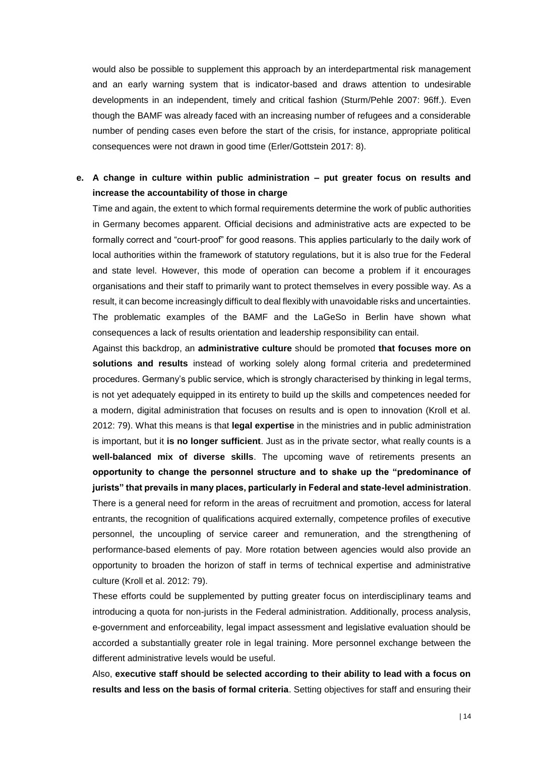would also be possible to supplement this approach by an interdepartmental risk management and an early warning system that is indicator-based and draws attention to undesirable developments in an independent, timely and critical fashion (Sturm/Pehle 2007: 96ff.). Even though the BAMF was already faced with an increasing number of refugees and a considerable number of pending cases even before the start of the crisis, for instance, appropriate political consequences were not drawn in good time (Erler/Gottstein 2017: 8).

**e. A change in culture within public administration – put greater focus on results and increase the accountability of those in charge**

Time and again, the extent to which formal requirements determine the work of public authorities in Germany becomes apparent. Official decisions and administrative acts are expected to be formally correct and "court-proof" for good reasons. This applies particularly to the daily work of local authorities within the framework of statutory regulations, but it is also true for the Federal and state level. However, this mode of operation can become a problem if it encourages organisations and their staff to primarily want to protect themselves in every possible way. As a result, it can become increasingly difficult to deal flexibly with unavoidable risks and uncertainties. The problematic examples of the BAMF and the LaGeSo in Berlin have shown what consequences a lack of results orientation and leadership responsibility can entail.

Against this backdrop, an **administrative culture** should be promoted **that focuses more on solutions and results** instead of working solely along formal criteria and predetermined procedures. Germany's public service, which is strongly characterised by thinking in legal terms, is not yet adequately equipped in its entirety to build up the skills and competences needed for a modern, digital administration that focuses on results and is open to innovation (Kroll et al. 2012: 79). What this means is that **legal expertise** in the ministries and in public administration is important, but it **is no longer sufficient**. Just as in the private sector, what really counts is a **well-balanced mix of diverse skills**. The upcoming wave of retirements presents an **opportunity to change the personnel structure and to shake up the "predominance of jurists" that prevails in many places, particularly in Federal and state-level administration**. There is a general need for reform in the areas of recruitment and promotion, access for lateral entrants, the recognition of qualifications acquired externally, competence profiles of executive personnel, the uncoupling of service career and remuneration, and the strengthening of performance-based elements of pay. More rotation between agencies would also provide an opportunity to broaden the horizon of staff in terms of technical expertise and administrative culture (Kroll et al. 2012: 79).

These efforts could be supplemented by putting greater focus on interdisciplinary teams and introducing a quota for non-jurists in the Federal administration. Additionally, process analysis, e-government and enforceability, legal impact assessment and legislative evaluation should be accorded a substantially greater role in legal training. More personnel exchange between the different administrative levels would be useful.

Also, **executive staff should be selected according to their ability to lead with a focus on results and less on the basis of formal criteria**. Setting objectives for staff and ensuring their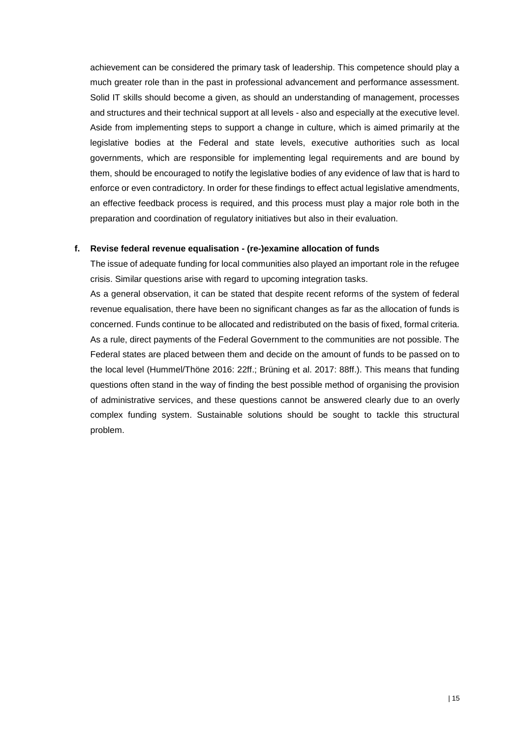achievement can be considered the primary task of leadership. This competence should play a much greater role than in the past in professional advancement and performance assessment. Solid IT skills should become a given, as should an understanding of management, processes and structures and their technical support at all levels - also and especially at the executive level. Aside from implementing steps to support a change in culture, which is aimed primarily at the legislative bodies at the Federal and state levels, executive authorities such as local governments, which are responsible for implementing legal requirements and are bound by them, should be encouraged to notify the legislative bodies of any evidence of law that is hard to enforce or even contradictory. In order for these findings to effect actual legislative amendments, an effective feedback process is required, and this process must play a major role both in the preparation and coordination of regulatory initiatives but also in their evaluation.

**f. Revise federal revenue equalisation - (re-)examine allocation of funds**

The issue of adequate funding for local communities also played an important role in the refugee crisis. Similar questions arise with regard to upcoming integration tasks.

As a general observation, it can be stated that despite recent reforms of the system of federal revenue equalisation, there have been no significant changes as far as the allocation of funds is concerned. Funds continue to be allocated and redistributed on the basis of fixed, formal criteria. As a rule, direct payments of the Federal Government to the communities are not possible. The Federal states are placed between them and decide on the amount of funds to be passed on to the local level (Hummel/Thöne 2016: 22ff.; Brüning et al. 2017: 88ff.). This means that funding questions often stand in the way of finding the best possible method of organising the provision of administrative services, and these questions cannot be answered clearly due to an overly complex funding system. Sustainable solutions should be sought to tackle this structural problem.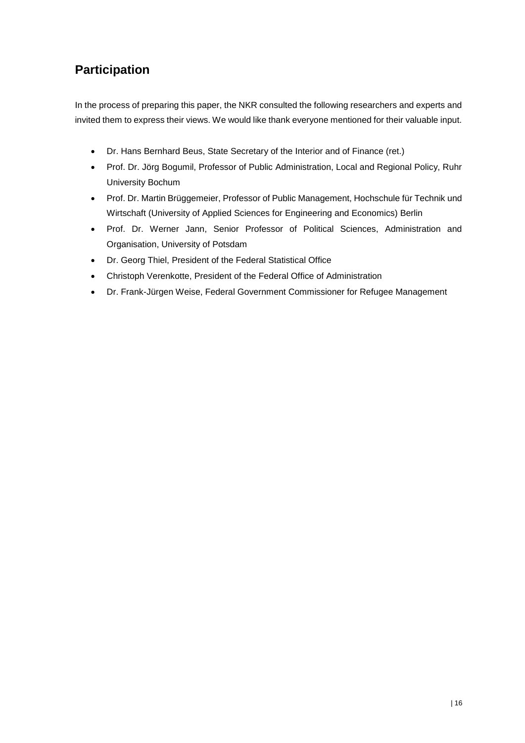## Participation

In the process of preparing this paper, the NKR consulted the following researchers and experts and invited them to express their views. We would like thank everyone mentioned for their valuable input.

- Dr. Hans Bernhard Beus, State Secretary of the Interior and of Finance (ret.)
- Prof. Dr. Jörg Bogumil, Professor of Public Administration, Local and Regional Policy, Ruhr University Bochum
- Prof. Dr. Martin Brüggemeier, Professor of Public Management, Hochschule für Technik und Wirtschaft (University of Applied Sciences for Engineering and Economics) Berlin
- Prof. Dr. Werner Jann, Senior Professor of Political Sciences, Administration and Organisation, University of Potsdam
- Dr. Georg Thiel, President of the Federal Statistical Office
- Christoph Verenkotte, President of the Federal Office of Administration
- Dr. Frank-Jürgen Weise, Federal Government Commissioner for Refugee Management